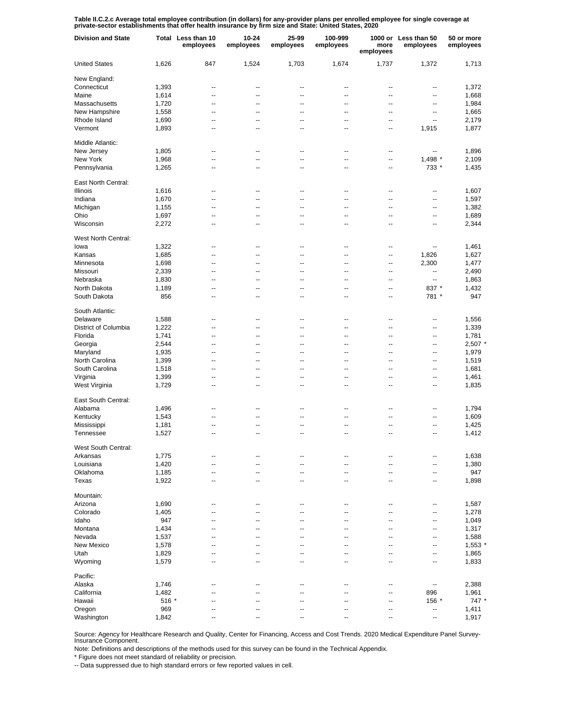**Table II.C.2.c Average total employee contribution (in dollars) for any-provider plans per enrolled employee for single coverage at private-sector establishments that offer health insurance by firm size and State: United States, 2020**

| Division and State | Total | Less than 10 employees | 10-24 employees | 25-99 employees | 100-999 employees | 1000 or more employees | Less than 50 employees | 50 or more employees |
|---|---|---|---|---|---|---|---|---|
| United States | 1,626 | 847 | 1,524 | 1,703 | 1,674 | 1,737 | 1,372 | 1,713 |
| New England: | | | | | | | | |
| Connecticut | 1,393 | -- | -- | -- | -- | -- | -- | 1,372 |
| Maine | 1,614 | -- | -- | -- | -- | -- | -- | 1,668 |
| Massachusetts | 1,720 | -- | -- | -- | -- | -- | -- | 1,984 |
| New Hampshire | 1,558 | -- | -- | -- | -- | -- | -- | 1,665 |
| Rhode Island | 1,690 | -- | -- | -- | -- | -- | -- | 2,179 |
| Vermont | 1,893 | -- | -- | -- | -- | -- | 1,915 | 1,877 |
| Middle Atlantic: | | | | | | | | |
| New Jersey | 1,805 | -- | -- | -- | -- | -- | -- | 1,896 |
| New York | 1,968 | -- | -- | -- | -- | -- | 1,498 * | 2,109 |
| Pennsylvania | 1,265 | -- | -- | -- | -- | -- | 733 * | 1,435 |
| East North Central: | | | | | | | | |
| Illinois | 1,616 | -- | -- | -- | -- | -- | -- | 1,607 |
| Indiana | 1,670 | -- | -- | -- | -- | -- | -- | 1,597 |
| Michigan | 1,155 | -- | -- | -- | -- | -- | -- | 1,382 |
| Ohio | 1,697 | -- | -- | -- | -- | -- | -- | 1,689 |
| Wisconsin | 2,272 | -- | -- | -- | -- | -- | -- | 2,344 |
| West North Central: | | | | | | | | |
| Iowa | 1,322 | -- | -- | -- | -- | -- | -- | 1,461 |
| Kansas | 1,685 | -- | -- | -- | -- | -- | 1,826 | 1,627 |
| Minnesota | 1,698 | -- | -- | -- | -- | -- | 2,300 | 1,477 |
| Missouri | 2,339 | -- | -- | -- | -- | -- | -- | 2,490 |
| Nebraska | 1,830 | -- | -- | -- | -- | -- | -- | 1,863 |
| North Dakota | 1,189 | -- | -- | -- | -- | -- | 837 * | 1,432 |
| South Dakota | 856 | -- | -- | -- | -- | -- | 781 * | 947 |
| South Atlantic: | | | | | | | | |
| Delaware | 1,588 | -- | -- | -- | -- | -- | -- | 1,556 |
| District of Columbia | 1,222 | -- | -- | -- | -- | -- | -- | 1,339 |
| Florida | 1,741 | -- | -- | -- | -- | -- | -- | 1,781 |
| Georgia | 2,544 | -- | -- | -- | -- | -- | -- | 2,507 * |
| Maryland | 1,935 | -- | -- | -- | -- | -- | -- | 1,979 |
| North Carolina | 1,399 | -- | -- | -- | -- | -- | -- | 1,519 |
| South Carolina | 1,518 | -- | -- | -- | -- | -- | -- | 1,681 |
| Virginia | 1,399 | -- | -- | -- | -- | -- | -- | 1,461 |
| West Virginia | 1,729 | -- | -- | -- | -- | -- | -- | 1,835 |
| East South Central: | | | | | | | | |
| Alabama | 1,496 | -- | -- | -- | -- | -- | -- | 1,794 |
| Kentucky | 1,543 | -- | -- | -- | -- | -- | -- | 1,609 |
| Mississippi | 1,181 | -- | -- | -- | -- | -- | -- | 1,425 |
| Tennessee | 1,527 | -- | -- | -- | -- | -- | -- | 1,412 |
| West South Central: | | | | | | | | |
| Arkansas | 1,775 | -- | -- | -- | -- | -- | -- | 1,638 |
| Louisiana | 1,420 | -- | -- | -- | -- | -- | -- | 1,380 |
| Oklahoma | 1,185 | -- | -- | -- | -- | -- | -- | 947 |
| Texas | 1,922 | -- | -- | -- | -- | -- | -- | 1,898 |
| Mountain: | | | | | | | | |
| Arizona | 1,690 | -- | -- | -- | -- | -- | -- | 1,587 |
| Colorado | 1,405 | -- | -- | -- | -- | -- | -- | 1,278 |
| Idaho | 947 | -- | -- | -- | -- | -- | -- | 1,049 |
| Montana | 1,434 | -- | -- | -- | -- | -- | -- | 1,317 |
| Nevada | 1,537 | -- | -- | -- | -- | -- | -- | 1,588 |
| New Mexico | 1,578 | -- | -- | -- | -- | -- | -- | 1,553 * |
| Utah | 1,829 | -- | -- | -- | -- | -- | -- | 1,865 |
| Wyoming | 1,579 | -- | -- | -- | -- | -- | -- | 1,833 |
| Pacific: | | | | | | | | |
| Alaska | 1,746 | -- | -- | -- | -- | -- | -- | 2,388 |
| California | 1,482 | -- | -- | -- | -- | -- | 896 | 1,961 |
| Hawaii | 516 * | -- | -- | -- | -- | -- | 156 * | 747 * |
| Oregon | 969 | -- | -- | -- | -- | -- | -- | 1,411 |
| Washington | 1,842 | -- | -- | -- | -- | -- | -- | 1,917 |

Source: Agency for Healthcare Research and Quality, Center for Financing, Access and Cost Trends. 2020 Medical Expenditure Panel Survey-Insurance Component.

Note: Definitions and descriptions of the methods used for this survey can be found in the Technical Appendix.

* Figure does not meet standard of reliability or precision.

-- Data suppressed due to high standard errors or few reported values in cell.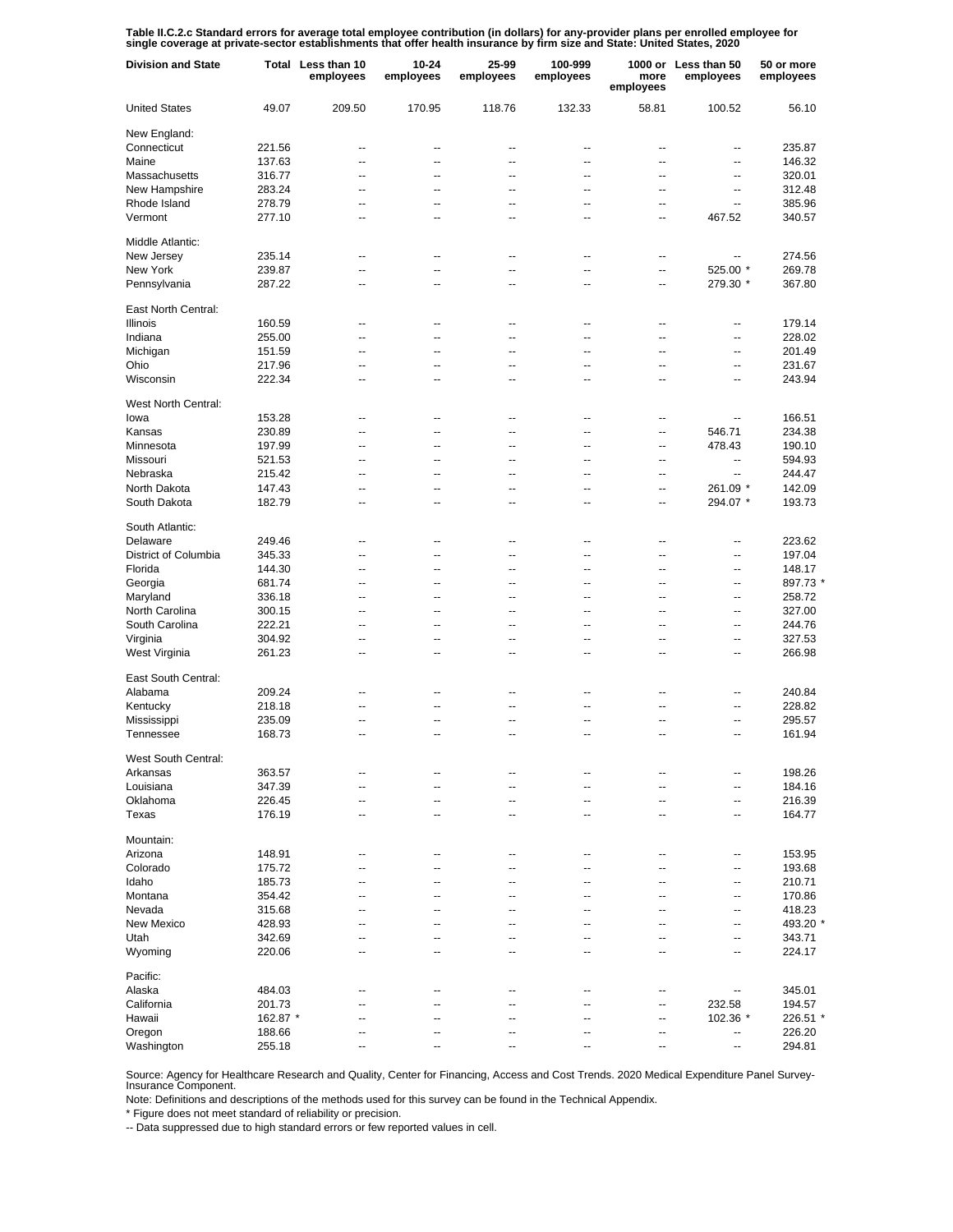**Table II.C.2.c Standard errors for average total employee contribution (in dollars) for any-provider plans per enrolled employee for single coverage at private-sector establishments that offer health insurance by firm size and State: United States, 2020**

| Division and State | Total | Less than 10 employees | 10-24 employees | 25-99 employees | 100-999 employees | 1000 or more employees | Less than 50 employees | 50 or more employees |
|---|---|---|---|---|---|---|---|---|
| United States | 49.07 | 209.50 | 170.95 | 118.76 | 132.33 | 58.81 | 100.52 | 56.10 |
| New England: | | | | | | | | |
| Connecticut | 221.56 | -- | -- | -- | -- | -- | -- | 235.87 |
| Maine | 137.63 | -- | -- | -- | -- | -- | -- | 146.32 |
| Massachusetts | 316.77 | -- | -- | -- | -- | -- | -- | 320.01 |
| New Hampshire | 283.24 | -- | -- | -- | -- | -- | -- | 312.48 |
| Rhode Island | 278.79 | -- | -- | -- | -- | -- | -- | 385.96 |
| Vermont | 277.10 | -- | -- | -- | -- | -- | 467.52 | 340.57 |
| Middle Atlantic: | | | | | | | | |
| New Jersey | 235.14 | -- | -- | -- | -- | -- | -- | 274.56 |
| New York | 239.87 | -- | -- | -- | -- | -- | 525.00 * | 269.78 |
| Pennsylvania | 287.22 | -- | -- | -- | -- | -- | 279.30 * | 367.80 |
| East North Central: | | | | | | | | |
| Illinois | 160.59 | -- | -- | -- | -- | -- | -- | 179.14 |
| Indiana | 255.00 | -- | -- | -- | -- | -- | -- | 228.02 |
| Michigan | 151.59 | -- | -- | -- | -- | -- | -- | 201.49 |
| Ohio | 217.96 | -- | -- | -- | -- | -- | -- | 231.67 |
| Wisconsin | 222.34 | -- | -- | -- | -- | -- | -- | 243.94 |
| West North Central: | | | | | | | | |
| Iowa | 153.28 | -- | -- | -- | -- | -- | -- | 166.51 |
| Kansas | 230.89 | -- | -- | -- | -- | -- | 546.71 | 234.38 |
| Minnesota | 197.99 | -- | -- | -- | -- | -- | 478.43 | 190.10 |
| Missouri | 521.53 | -- | -- | -- | -- | -- | -- | 594.93 |
| Nebraska | 215.42 | -- | -- | -- | -- | -- | -- | 244.47 |
| North Dakota | 147.43 | -- | -- | -- | -- | -- | 261.09 * | 142.09 |
| South Dakota | 182.79 | -- | -- | -- | -- | -- | 294.07 * | 193.73 |
| South Atlantic: | | | | | | | | |
| Delaware | 249.46 | -- | -- | -- | -- | -- | -- | 223.62 |
| District of Columbia | 345.33 | -- | -- | -- | -- | -- | -- | 197.04 |
| Florida | 144.30 | -- | -- | -- | -- | -- | -- | 148.17 |
| Georgia | 681.74 | -- | -- | -- | -- | -- | -- | 897.73 * |
| Maryland | 336.18 | -- | -- | -- | -- | -- | -- | 258.72 |
| North Carolina | 300.15 | -- | -- | -- | -- | -- | -- | 327.00 |
| South Carolina | 222.21 | -- | -- | -- | -- | -- | -- | 244.76 |
| Virginia | 304.92 | -- | -- | -- | -- | -- | -- | 327.53 |
| West Virginia | 261.23 | -- | -- | -- | -- | -- | -- | 266.98 |
| East South Central: | | | | | | | | |
| Alabama | 209.24 | -- | -- | -- | -- | -- | -- | 240.84 |
| Kentucky | 218.18 | -- | -- | -- | -- | -- | -- | 228.82 |
| Mississippi | 235.09 | -- | -- | -- | -- | -- | -- | 295.57 |
| Tennessee | 168.73 | -- | -- | -- | -- | -- | -- | 161.94 |
| West South Central: | | | | | | | | |
| Arkansas | 363.57 | -- | -- | -- | -- | -- | -- | 198.26 |
| Louisiana | 347.39 | -- | -- | -- | -- | -- | -- | 184.16 |
| Oklahoma | 226.45 | -- | -- | -- | -- | -- | -- | 216.39 |
| Texas | 176.19 | -- | -- | -- | -- | -- | -- | 164.77 |
| Mountain: | | | | | | | | |
| Arizona | 148.91 | -- | -- | -- | -- | -- | -- | 153.95 |
| Colorado | 175.72 | -- | -- | -- | -- | -- | -- | 193.68 |
| Idaho | 185.73 | -- | -- | -- | -- | -- | -- | 210.71 |
| Montana | 354.42 | -- | -- | -- | -- | -- | -- | 170.86 |
| Nevada | 315.68 | -- | -- | -- | -- | -- | -- | 418.23 |
| New Mexico | 428.93 | -- | -- | -- | -- | -- | -- | 493.20 * |
| Utah | 342.69 | -- | -- | -- | -- | -- | -- | 343.71 |
| Wyoming | 220.06 | -- | -- | -- | -- | -- | -- | 224.17 |
| Pacific: | | | | | | | | |
| Alaska | 484.03 | -- | -- | -- | -- | -- | -- | 345.01 |
| California | 201.73 | -- | -- | -- | -- | -- | 232.58 | 194.57 |
| Hawaii | 162.87 * | -- | -- | -- | -- | -- | 102.36 * | 226.51 * |
| Oregon | 188.66 | -- | -- | -- | -- | -- | -- | 226.20 |
| Washington | 255.18 | -- | -- | -- | -- | -- | -- | 294.81 |

Source: Agency for Healthcare Research and Quality, Center for Financing, Access and Cost Trends. 2020 Medical Expenditure Panel Survey-Insurance Component.

Note: Definitions and descriptions of the methods used for this survey can be found in the Technical Appendix.

* Figure does not meet standard of reliability or precision.

-- Data suppressed due to high standard errors or few reported values in cell.